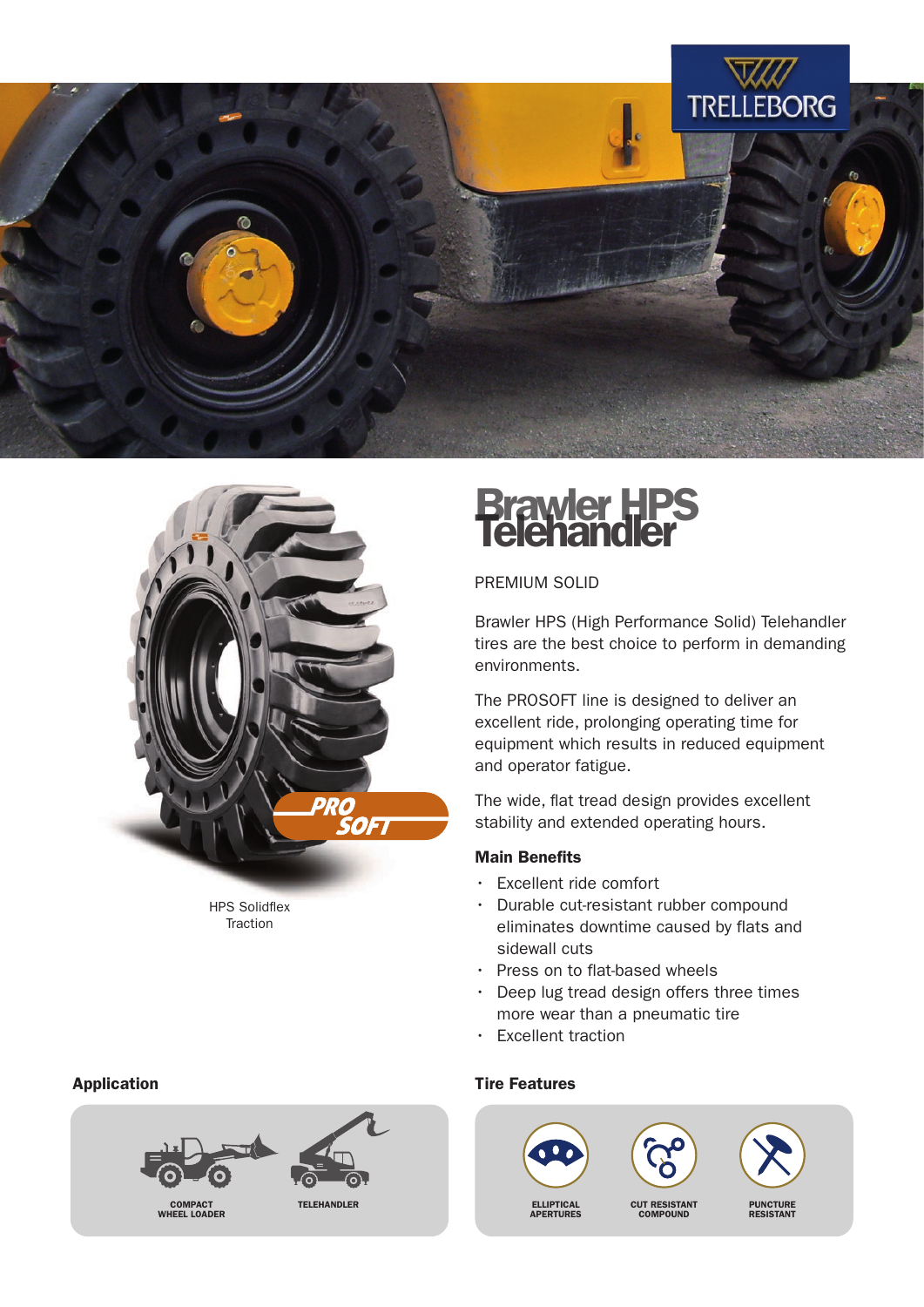# Brawler HPS Telehandler

PREMIUM SOLID

Brawler HPS (High Performance Solid) Telehandler tires are the best choice to perform in demanding environments.

The PROSOFT line is designed to deliver an excellent ride, prolonging operating time for equipment which results in reduced equipment and operator fatigue.

The wide, flat tread design provides excellent stability and extended operating hours.

HPS Solidflex Traction

### Main Benefits

- Excellent ride comfort
- Durable cut-resistant rubber compound eliminates downtime caused by flats and sidewall cuts
- Press on to flat-based wheels
- Deep lug tread design offers three times more wear than a pneumatic tire
- Excellent traction

### Application

- COMPACT WHEEL LOADER
- TELEHANDLER

### Tire Features

- ELLIPTICAL APERTURES
- CUT RESISTANT COMPOUND
- PUNCTURE RESISTANT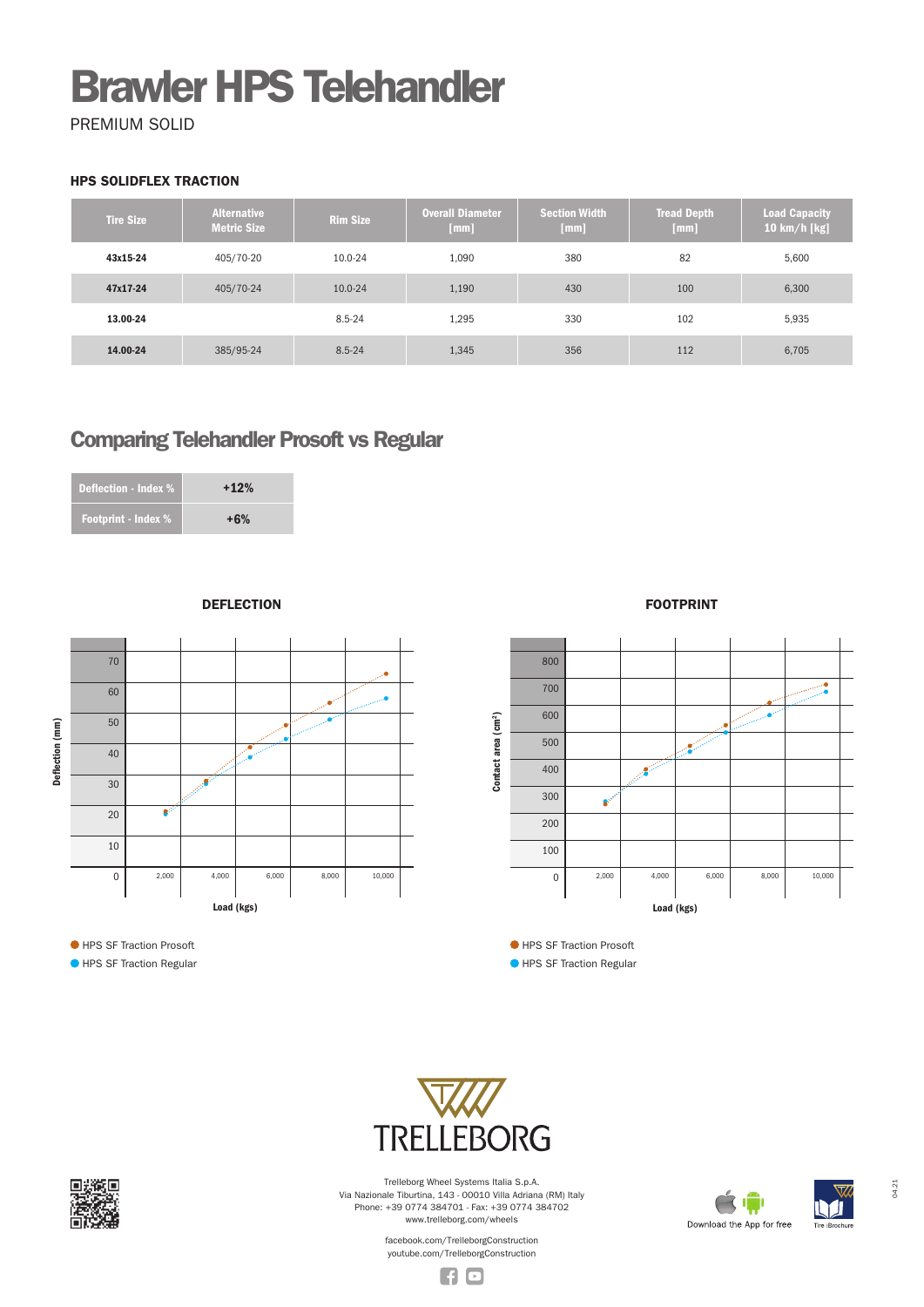# Brawler HPS Telehandler

PREMIUM SOLID

### HPS SOLIDFLEX TRACTION

| Tire Size | Alternative Metric Size | Rim Size | Overall Diameter [mm] | Section Width [mm] | Tread Depth [mm] | Load Capacity 10 km/h [kg] |
|---|---|---|---|---|---|---|
| **43x15-24** | 405/70-20 | 10.0-24 | 1,090 | 380 | 82 | 5,600 |
| **47x17-24** | 405/70-24 | 10.0-24 | 1,190 | 430 | 100 | 6,300 |
| **13.00-24** | | 8.5-24 | 1,295 | 330 | 102 | 5,935 |
| **14.00-24** | 385/95-24 | 8.5-24 | 1,345 | 356 | 112 | 6,705 |

## Comparing Telehandler Prosoft vs Regular

| | |
|---|---|
| Deflection - Index % | **+12%** |
| Footprint - Index % | **+6%** |

**DEFLECTION**

Deflection (mm)

70
60
50
40
30
20
10
0

2,000
4,000
6,000
8,000
10,000

Load (kgs)

HPS SF Traction Prosoft
HPS SF Traction Regular

**FOOTPRINT**

Contact area (cm²)

800
700
600
500
400
300
200
100
0

2,000
4,000
6,000
8,000
10,000

Load (kgs)

HPS SF Traction Prosoft
HPS SF Traction Regular

TRELLEBORG

Trelleborg Wheel Systems Italia S.p.A.
Via Nazionale Tiburtina, 143 - 00010 Villa Adriana (RM) Italy
Phone: +39 0774 384701 - Fax: +39 0774 384702
www.trelleborg.com/wheels

facebook.com/TrelleborgConstruction
youtube.com/TrelleborgConstruction

Download the App for free

Tire iBrochure

04.21